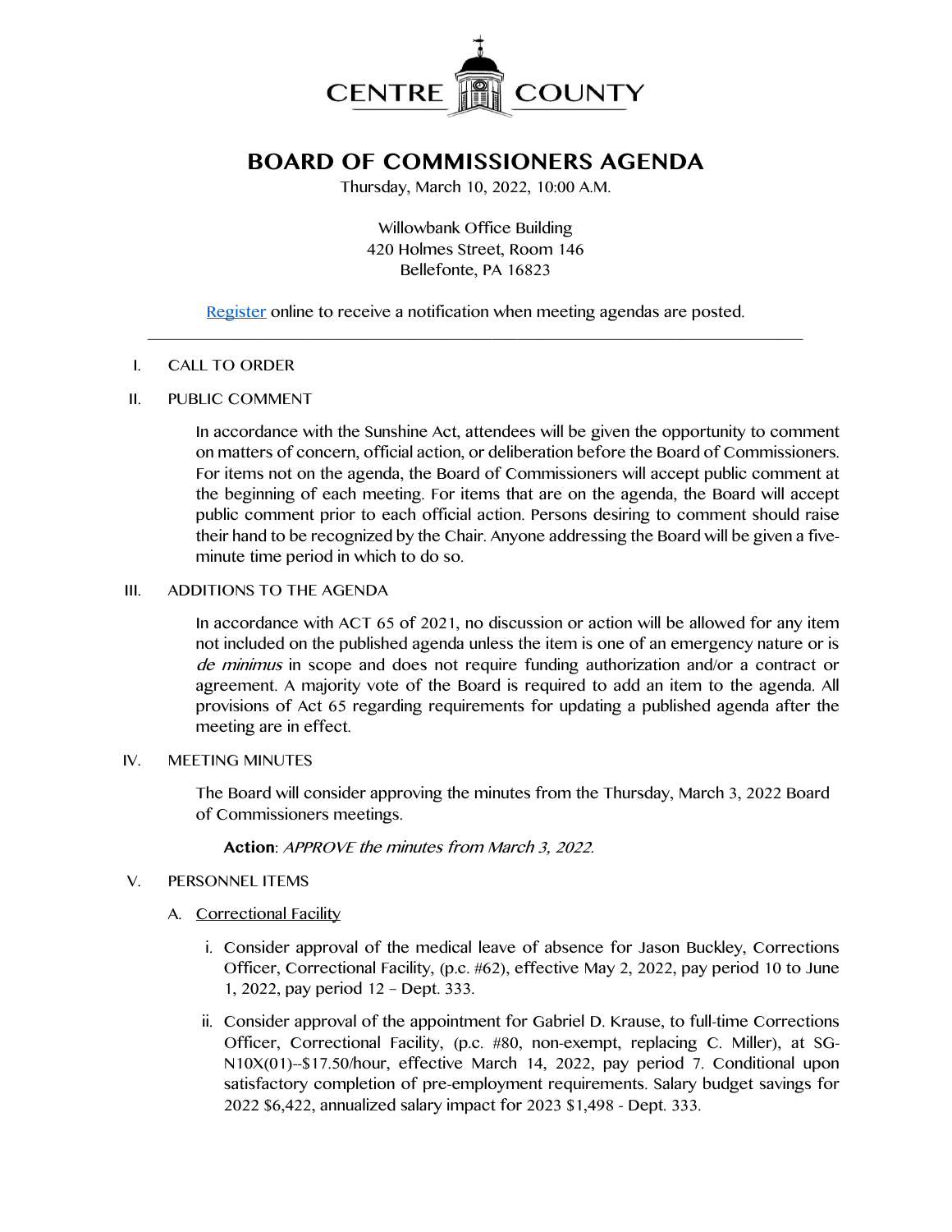CENTRE COUNTY

# BOARD OF COMMISSIONERS AGENDA

Thursday, March 10, 2022, 10:00 A.M.

Willowbank Office Building
420 Holmes Street, Room 146
Bellefonte, PA 16823

Register online to receive a notification when meeting agendas are posted.

---

I. CALL TO ORDER

II. PUBLIC COMMENT

In accordance with the Sunshine Act, attendees will be given the opportunity to comment on matters of concern, official action, or deliberation before the Board of Commissioners. For items not on the agenda, the Board of Commissioners will accept public comment at the beginning of each meeting. For items that are on the agenda, the Board will accept public comment prior to each official action. Persons desiring to comment should raise their hand to be recognized by the Chair. Anyone addressing the Board will be given a five-minute time period in which to do so.

III. ADDITIONS TO THE AGENDA

In accordance with ACT 65 of 2021, no discussion or action will be allowed for any item not included on the published agenda unless the item is one of an emergency nature or is *de minimus* in scope and does not require funding authorization and/or a contract or agreement. A majority vote of the Board is required to add an item to the agenda. All provisions of Act 65 regarding requirements for updating a published agenda after the meeting are in effect.

IV. MEETING MINUTES

The Board will consider approving the minutes from the Thursday, March 3, 2022 Board of Commissioners meetings.

**Action**: *APPROVE the minutes from March 3, 2022.*

V. PERSONNEL ITEMS

A. Correctional Facility

i. Consider approval of the medical leave of absence for Jason Buckley, Corrections Officer, Correctional Facility, (p.c. #62), effective May 2, 2022, pay period 10 to June 1, 2022, pay period 12 – Dept. 333.

ii. Consider approval of the appointment for Gabriel D. Krause, to full-time Corrections Officer, Correctional Facility, (p.c. #80, non-exempt, replacing C. Miller), at SG-N10X(01)--$17.50/hour, effective March 14, 2022, pay period 7. Conditional upon satisfactory completion of pre-employment requirements. Salary budget savings for 2022 $6,422, annualized salary impact for 2023 $1,498 - Dept. 333.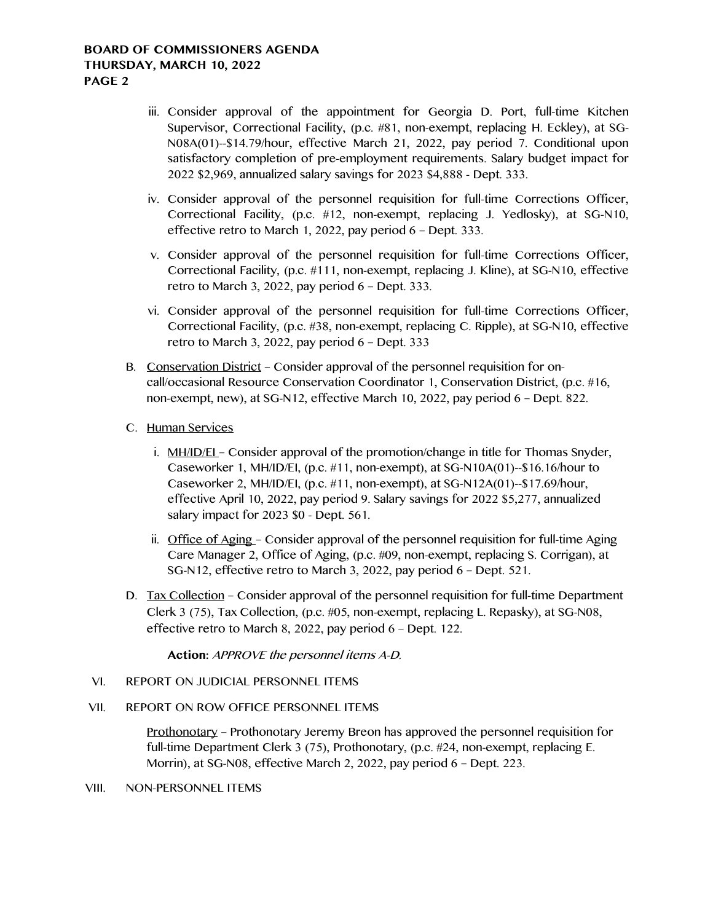iii. Consider approval of the appointment for Georgia D. Port, full-time Kitchen Supervisor, Correctional Facility, (p.c. #81, non-exempt, replacing H. Eckley), at SG-N08A(01)--$14.79/hour, effective March 21, 2022, pay period 7. Conditional upon satisfactory completion of pre-employment requirements. Salary budget impact for 2022 $2,969, annualized salary savings for 2023 $4,888 - Dept. 333.

iv. Consider approval of the personnel requisition for full-time Corrections Officer, Correctional Facility, (p.c. #12, non-exempt, replacing J. Yedlosky), at SG-N10, effective retro to March 1, 2022, pay period 6 – Dept. 333.

v. Consider approval of the personnel requisition for full-time Corrections Officer, Correctional Facility, (p.c. #111, non-exempt, replacing J. Kline), at SG-N10, effective retro to March 3, 2022, pay period 6 – Dept. 333.

vi. Consider approval of the personnel requisition for full-time Corrections Officer, Correctional Facility, (p.c. #38, non-exempt, replacing C. Ripple), at SG-N10, effective retro to March 3, 2022, pay period 6 – Dept. 333

B. Conservation District – Consider approval of the personnel requisition for on-call/occasional Resource Conservation Coordinator 1, Conservation District, (p.c. #16, non-exempt, new), at SG-N12, effective March 10, 2022, pay period 6 – Dept. 822.

C. Human Services

i. MH/ID/EI – Consider approval of the promotion/change in title for Thomas Snyder, Caseworker 1, MH/ID/EI, (p.c. #11, non-exempt), at SG-N10A(01)--$16.16/hour to Caseworker 2, MH/ID/EI, (p.c. #11, non-exempt), at SG-N12A(01)--$17.69/hour, effective April 10, 2022, pay period 9. Salary savings for 2022 $5,277, annualized salary impact for 2023 $0 - Dept. 561.

ii. Office of Aging – Consider approval of the personnel requisition for full-time Aging Care Manager 2, Office of Aging, (p.c. #09, non-exempt, replacing S. Corrigan), at SG-N12, effective retro to March 3, 2022, pay period 6 – Dept. 521.

D. Tax Collection – Consider approval of the personnel requisition for full-time Department Clerk 3 (75), Tax Collection, (p.c. #05, non-exempt, replacing L. Repasky), at SG-N08, effective retro to March 8, 2022, pay period 6 – Dept. 122.

**Action:** *APPROVE the personnel items A-D.*

VI. REPORT ON JUDICIAL PERSONNEL ITEMS

VII. REPORT ON ROW OFFICE PERSONNEL ITEMS

Prothonotary – Prothonotary Jeremy Breon has approved the personnel requisition for full-time Department Clerk 3 (75), Prothonotary, (p.c. #24, non-exempt, replacing E. Morrin), at SG-N08, effective March 2, 2022, pay period 6 – Dept. 223.

VIII. NON-PERSONNEL ITEMS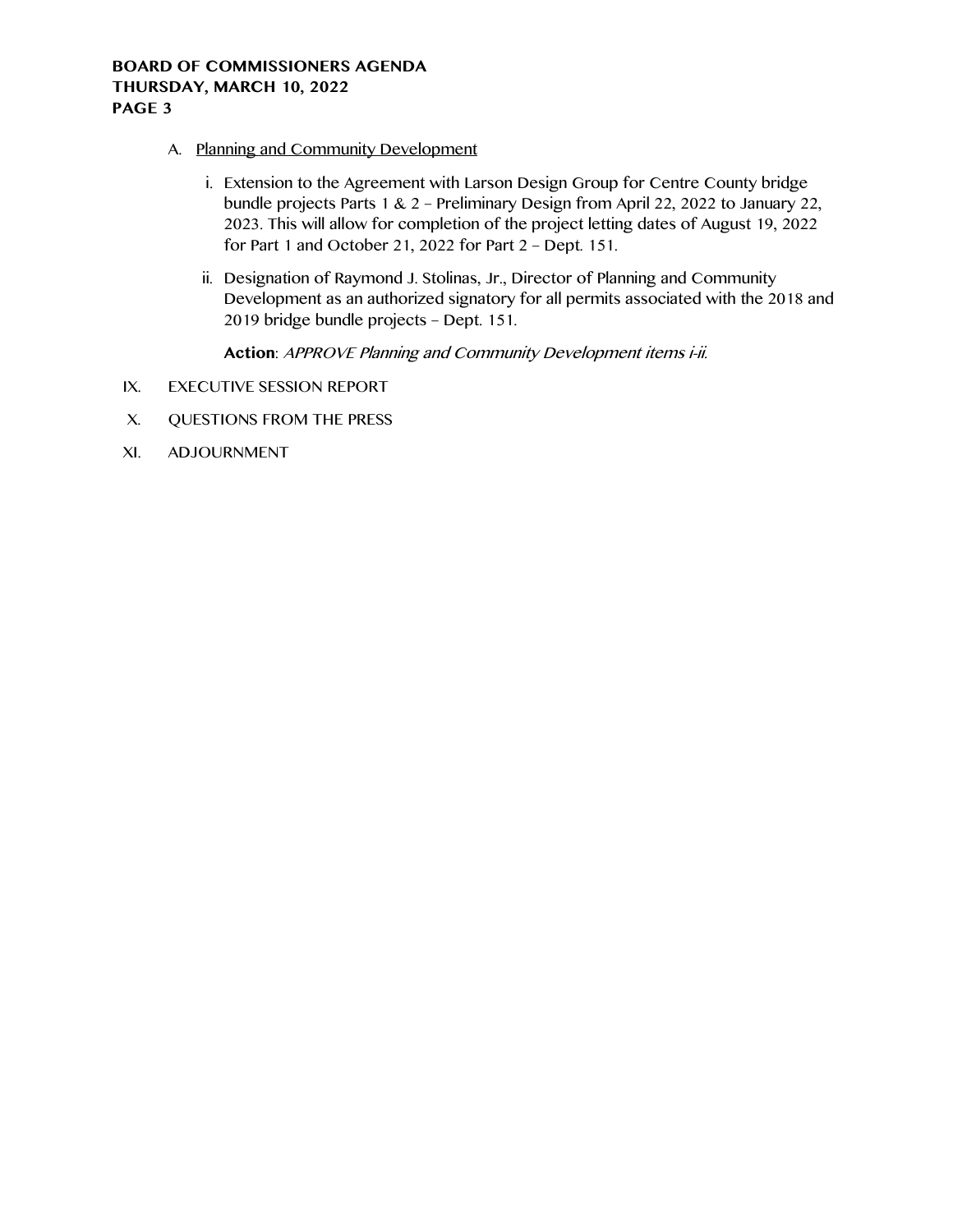A. Planning and Community Development

   i. Extension to the Agreement with Larson Design Group for Centre County bridge bundle projects Parts 1 & 2 – Preliminary Design from April 22, 2022 to January 22, 2023. This will allow for completion of the project letting dates of August 19, 2022 for Part 1 and October 21, 2022 for Part 2 – Dept. 151.

   ii. Designation of Raymond J. Stolinas, Jr., Director of Planning and Community Development as an authorized signatory for all permits associated with the 2018 and 2019 bridge bundle projects – Dept. 151.

   **Action**: *APPROVE Planning and Community Development items i-ii.*

IX. EXECUTIVE SESSION REPORT

X. QUESTIONS FROM THE PRESS

XI. ADJOURNMENT